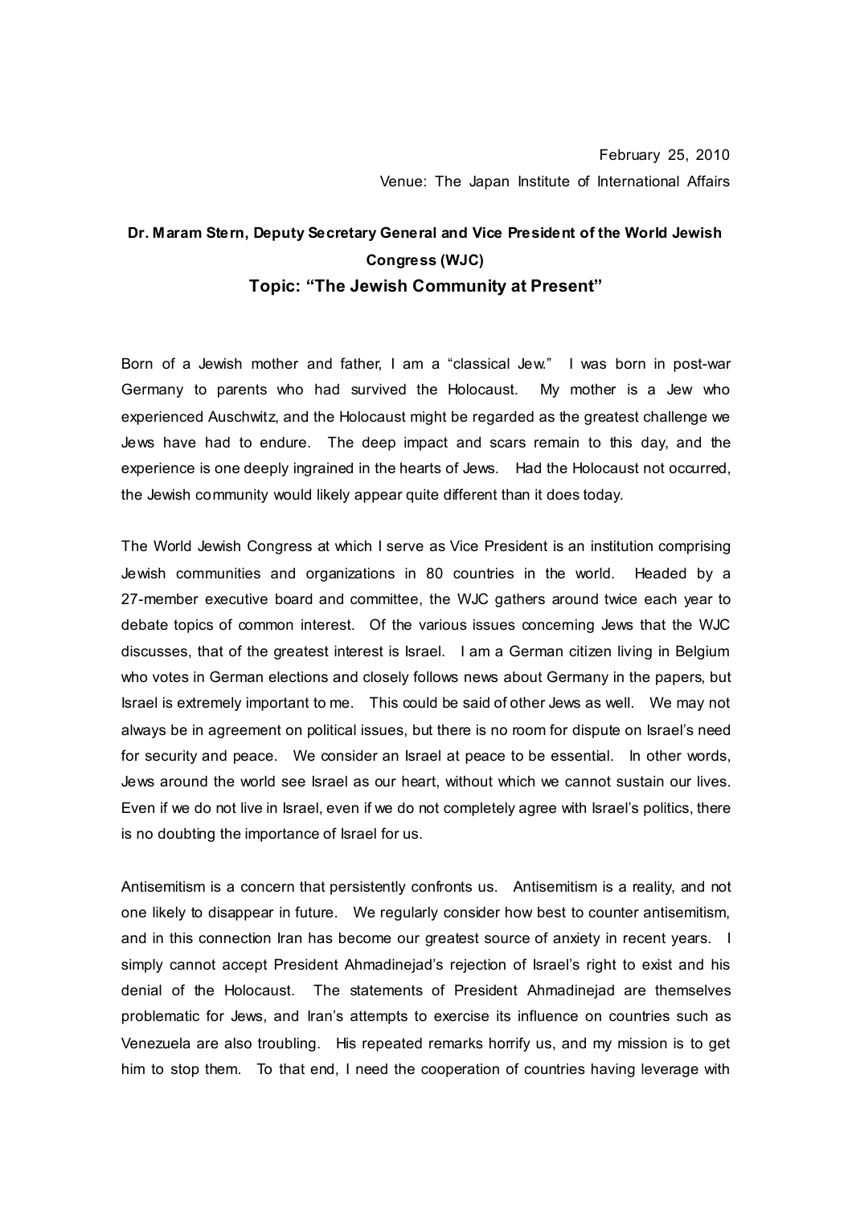February 25, 2010

Venue: The Japan Institute of International Affairs

**Dr. Maram Stern, Deputy Secretary General and Vice President of the World Jewish Congress (WJC)**

## Topic: "The Jewish Community at Present"

Born of a Jewish mother and father, I am a "classical Jew." I was born in post-war Germany to parents who had survived the Holocaust. My mother is a Jew who experienced Auschwitz, and the Holocaust might be regarded as the greatest challenge we Jews have had to endure. The deep impact and scars remain to this day, and the experience is one deeply ingrained in the hearts of Jews. Had the Holocaust not occurred, the Jewish community would likely appear quite different than it does today.

The World Jewish Congress at which I serve as Vice President is an institution comprising Jewish communities and organizations in 80 countries in the world. Headed by a 27-member executive board and committee, the WJC gathers around twice each year to debate topics of common interest. Of the various issues concerning Jews that the WJC discusses, that of the greatest interest is Israel. I am a German citizen living in Belgium who votes in German elections and closely follows news about Germany in the papers, but Israel is extremely important to me. This could be said of other Jews as well. We may not always be in agreement on political issues, but there is no room for dispute on Israel's need for security and peace. We consider an Israel at peace to be essential. In other words, Jews around the world see Israel as our heart, without which we cannot sustain our lives. Even if we do not live in Israel, even if we do not completely agree with Israel's politics, there is no doubting the importance of Israel for us.

Antisemitism is a concern that persistently confronts us. Antisemitism is a reality, and not one likely to disappear in future. We regularly consider how best to counter antisemitism, and in this connection Iran has become our greatest source of anxiety in recent years. I simply cannot accept President Ahmadinejad's rejection of Israel's right to exist and his denial of the Holocaust. The statements of President Ahmadinejad are themselves problematic for Jews, and Iran's attempts to exercise its influence on countries such as Venezuela are also troubling. His repeated remarks horrify us, and my mission is to get him to stop them. To that end, I need the cooperation of countries having leverage with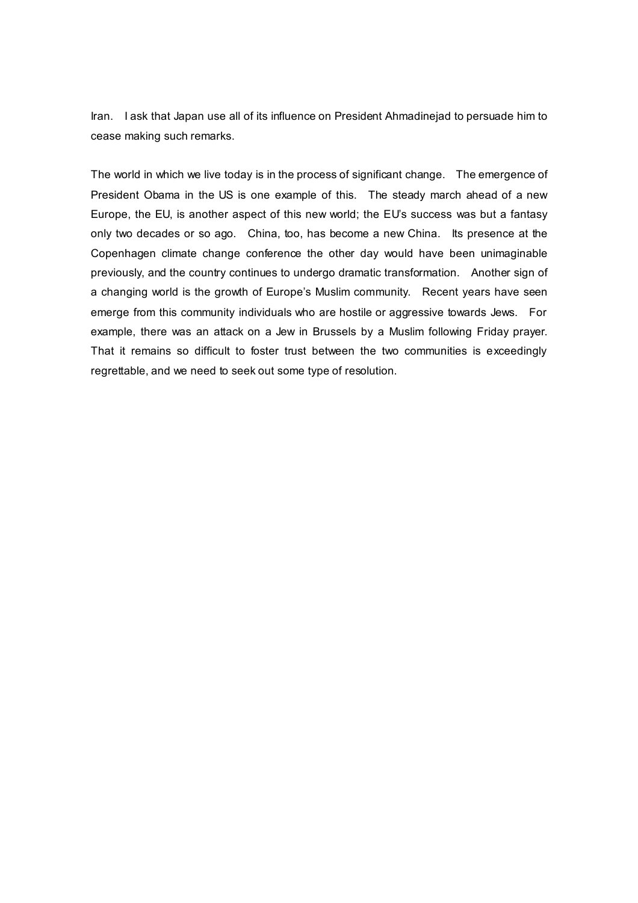Iran. I ask that Japan use all of its influence on President Ahmadinejad to persuade him to cease making such remarks.

The world in which we live today is in the process of significant change. The emergence of President Obama in the US is one example of this. The steady march ahead of a new Europe, the EU, is another aspect of this new world; the EU's success was but a fantasy only two decades or so ago. China, too, has become a new China. Its presence at the Copenhagen climate change conference the other day would have been unimaginable previously, and the country continues to undergo dramatic transformation. Another sign of a changing world is the growth of Europe's Muslim community. Recent years have seen emerge from this community individuals who are hostile or aggressive towards Jews. For example, there was an attack on a Jew in Brussels by a Muslim following Friday prayer. That it remains so difficult to foster trust between the two communities is exceedingly regrettable, and we need to seek out some type of resolution.